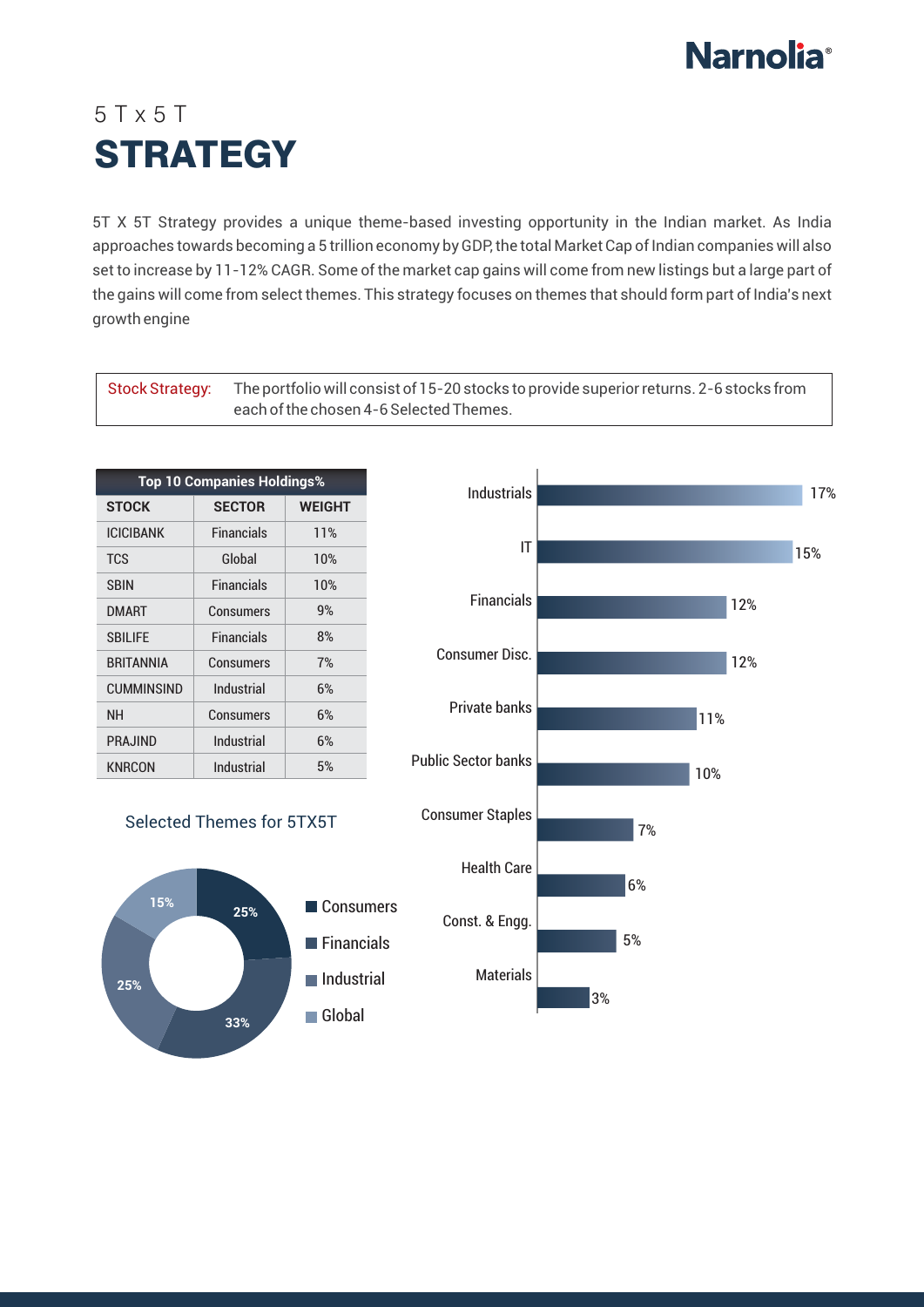# 5 T x 5 T

# STRATEGY

5T X 5T Strategy provides a unique theme-based investing opportunity in the Indian market. As India approaches towards becoming a 5 trillion economy by GDP, the total Market Cap of Indian companies will also set to increase by 11-12% CAGR. Some of the market cap gains will come from new listings but a large part of the gains will come from select themes. This strategy focuses on themes that should form part of India's next growth engine

| Stock Strategy: | The portfolio will consist of 15-20 stocks to provide superior returns. 2-6 stocks from each of the chosen 4-6 Selected Themes. |
|---|---|

**Top 10 Companies Holdings%**

| STOCK | SECTOR | WEIGHT |
|---|---|---|
| ICICIBANK | Financials | 11% |
| TCS | Global | 10% |
| SBIN | Financials | 10% |
| DMART | Consumers | 9% |
| SBILIFE | Financials | 8% |
| BRITANNIA | Consumers | 7% |
| CUMMINSIND | Industrial | 6% |
| NH | Consumers | 6% |
| PRAJIND | Industrial | 6% |
| KNRCON | Industrial | 5% |

| Sector | Weight |
|---|---|
| Industrials | 17% |
| IT | 15% |
| Financials | 12% |
| Consumer Disc. | 12% |
| Private banks | 11% |
| Public Sector banks | 10% |
| Consumer Staples | 7% |
| Health Care | 6% |
| Const. & Engg. | 5% |
| Materials | 3% |

**Selected Themes for 5TX5T**

| Theme | Weight |
|---|---|
| Consumers | 25% |
| Financials | 33% |
| Industrial | 25% |
| Global | 15% |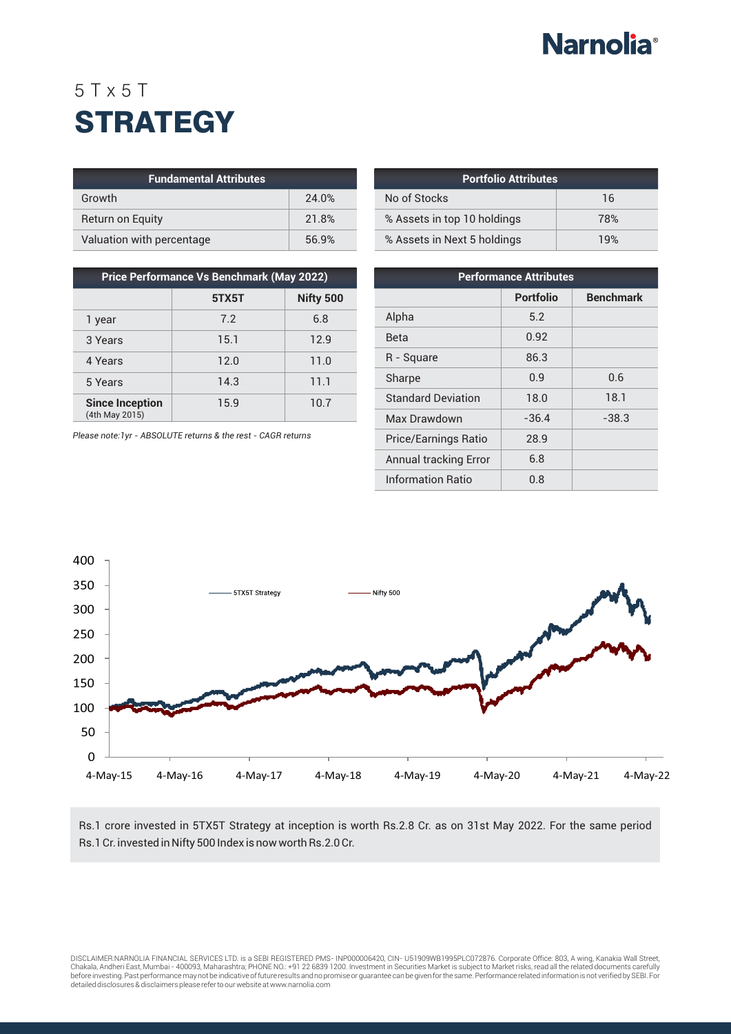5 T x 5 T

# STRATEGY

| Fundamental Attributes | |
|---|---|
| Growth | 24.0% |
| Return on Equity | 21.8% |
| Valuation with percentage | 56.9% |

| Portfolio Attributes | |
|---|---|
| No of Stocks | 16 |
| % Assets in top 10 holdings | 78% |
| % Assets in Next 5 holdings | 19% |

| Price Performance Vs Benchmark (May 2022) | | |
|---|---|---|
| | 5TX5T | Nifty 500 |
| 1 year | 7.2 | 6.8 |
| 3 Years | 15.1 | 12.9 |
| 4 Years | 12.0 | 11.0 |
| 5 Years | 14.3 | 11.1 |
| **Since Inception** (4th May 2015) | 15.9 | 10.7 |

*Please note:1yr - ABSOLUTE returns & the rest - CAGR returns*

| Performance Attributes | | |
|---|---|---|
| | Portfolio | Benchmark |
| Alpha | 5.2 | |
| Beta | 0.92 | |
| R - Square | 86.3 | |
| Sharpe | 0.9 | 0.6 |
| Standard Deviation | 18.0 | 18.1 |
| Max Drawdown | -36.4 | -38.3 |
| Price/Earnings Ratio | 28.9 | |
| Annual tracking Error | 6.8 | |
| Information Ratio | 0.8 | |

5TX5T Strategy
Nifty 500

400
350
300
250
200
150
100
50
0

4-May-15 4-May-16 4-May-17 4-May-18 4-May-19 4-May-20 4-May-21 4-May-22

Rs.1 crore invested in 5TX5T Strategy at inception is worth Rs.2.8 Cr. as on 31st May 2022. For the same period Rs.1 Cr. invested in Nifty 500 Index is now worth Rs.2.0 Cr.

DISCLAIMER:NARNOLIA FINANCIAL SERVICES LTD. is a SEBI REGISTERED PMS- INP000006420, CIN- U51909WB1995PLC072876. Corporate Office: 803, A wing, Kanakia Wall Street, Chakala, Andheri East, Mumbai - 400093, Maharashtra; PHONE NO.: +91 22 6839 1200. Investment in Securities Market is subject to Market risks, read all the related documents carefully before investing. Past performance may not be indicative of future results and no promise or guarantee can be given for the same. Performance related information is not verified by SEBI. For detailed disclosures & disclaimers please refer to our website at www.narnolia.com